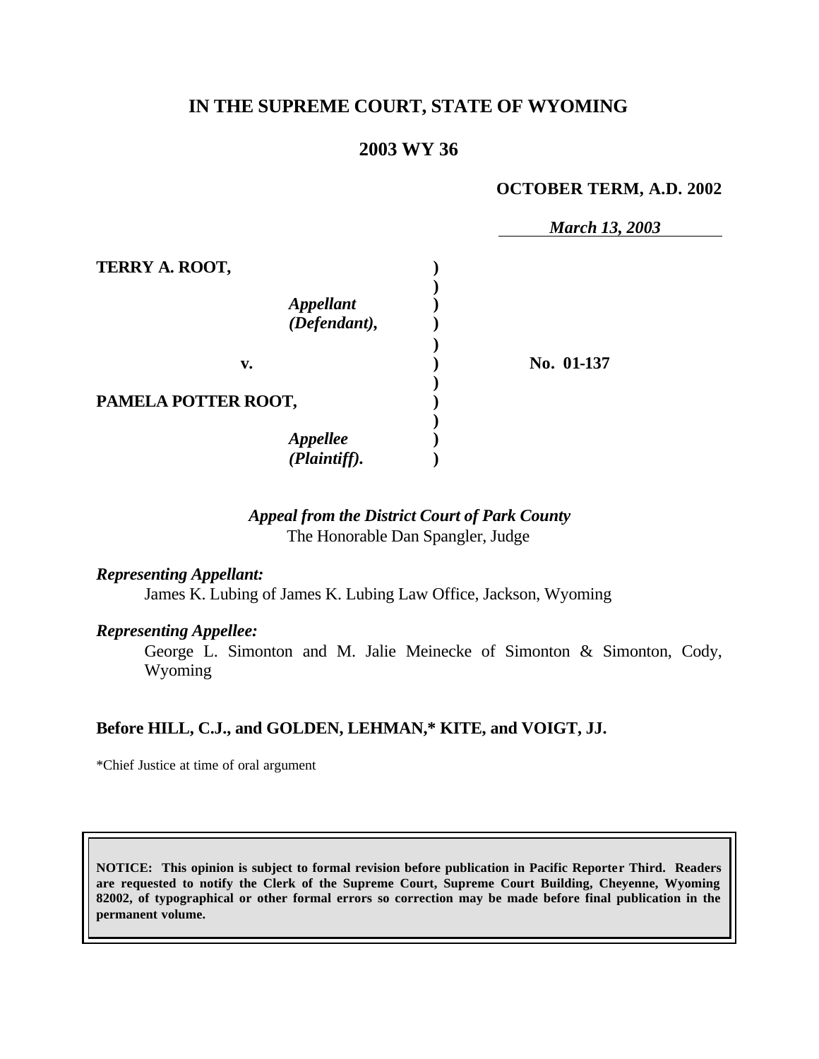# IN THE SUPREME COURT, STATE OF WYOMING

## 2003 WY 36

**OCTOBER TERM, A.D. 2002**

*March 13, 2003*

**TERRY A. ROOT,**

*Appellant (Defendant),*

**v.**

**PAMELA POTTER ROOT,**

*Appellee (Plaintiff).*

**No. 01-137**

*Appeal from the District Court of Park County*
The Honorable Dan Spangler, Judge

*Representing Appellant:*

James K. Lubing of James K. Lubing Law Office, Jackson, Wyoming

*Representing Appellee:*

George L. Simonton and M. Jalie Meinecke of Simonton & Simonton, Cody, Wyoming

**Before HILL, C.J., and GOLDEN, LEHMAN,\* KITE, and VOIGT, JJ.**

\*Chief Justice at time of oral argument

**NOTICE: This opinion is subject to formal revision before publication in Pacific Reporter Third. Readers are requested to notify the Clerk of the Supreme Court, Supreme Court Building, Cheyenne, Wyoming 82002, of typographical or other formal errors so correction may be made before final publication in the permanent volume.**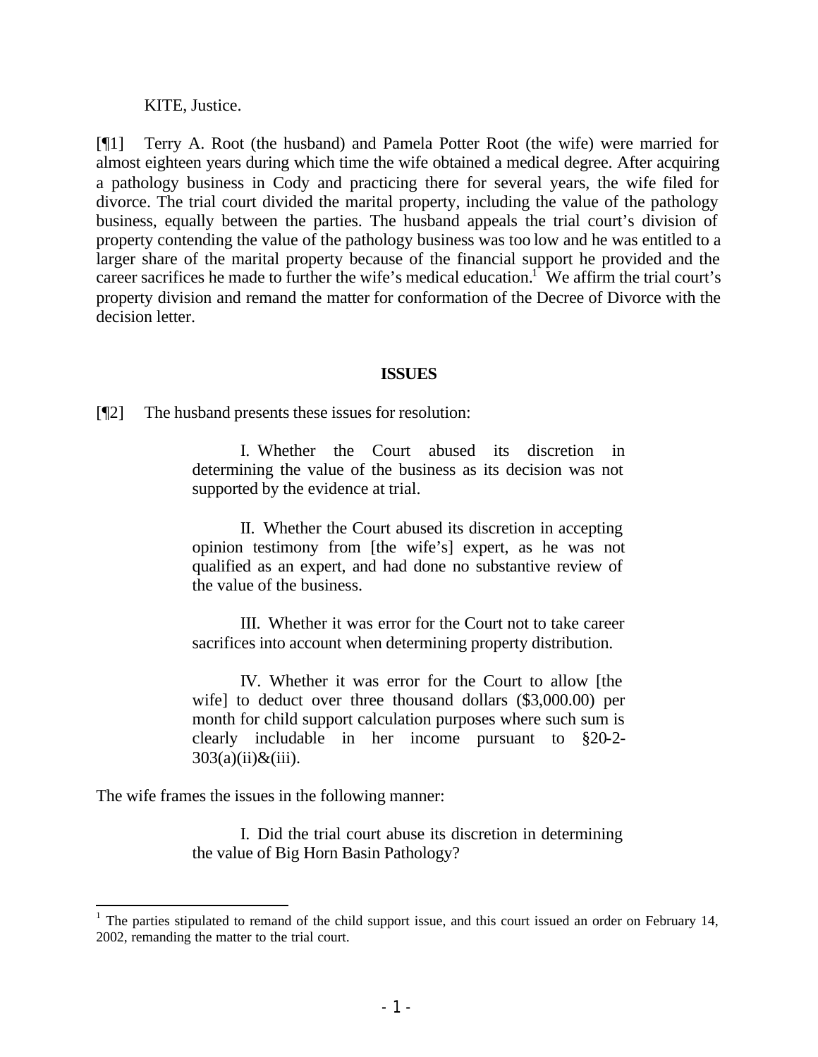KITE, Justice.

[¶1] Terry A. Root (the husband) and Pamela Potter Root (the wife) were married for almost eighteen years during which time the wife obtained a medical degree. After acquiring a pathology business in Cody and practicing there for several years, the wife filed for divorce. The trial court divided the marital property, including the value of the pathology business, equally between the parties. The husband appeals the trial court's division of property contending the value of the pathology business was too low and he was entitled to a larger share of the marital property because of the financial support he provided and the career sacrifices he made to further the wife's medical education.[1] We affirm the trial court's property division and remand the matter for conformation of the Decree of Divorce with the decision letter.

## ISSUES

[¶2] The husband presents these issues for resolution:

> I. Whether the Court abused its discretion in determining the value of the business as its decision was not supported by the evidence at trial.
>
> II. Whether the Court abused its discretion in accepting opinion testimony from [the wife's] expert, as he was not qualified as an expert, and had done no substantive review of the value of the business.
>
> III. Whether it was error for the Court not to take career sacrifices into account when determining property distribution.
>
> IV. Whether it was error for the Court to allow [the wife] to deduct over three thousand dollars ($3,000.00) per month for child support calculation purposes where such sum is clearly includable in her income pursuant to §20-2-303(a)(ii)&(iii).

The wife frames the issues in the following manner:

> I. Did the trial court abuse its discretion in determining the value of Big Horn Basin Pathology?

[1] The parties stipulated to remand of the child support issue, and this court issued an order on February 14, 2002, remanding the matter to the trial court.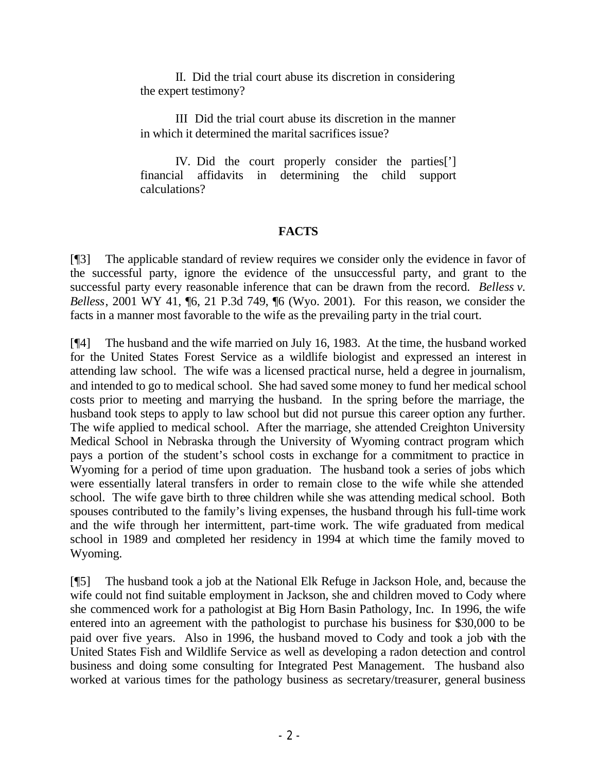II. Did the trial court abuse its discretion in considering the expert testimony?

III Did the trial court abuse its discretion in the manner in which it determined the marital sacrifices issue?

IV. Did the court properly consider the parties['] financial affidavits in determining the child support calculations?

## FACTS

[¶3] The applicable standard of review requires we consider only the evidence in favor of the successful party, ignore the evidence of the unsuccessful party, and grant to the successful party every reasonable inference that can be drawn from the record. *Belless v. Belless*, 2001 WY 41, ¶6, 21 P.3d 749, ¶6 (Wyo. 2001). For this reason, we consider the facts in a manner most favorable to the wife as the prevailing party in the trial court.

[¶4] The husband and the wife married on July 16, 1983. At the time, the husband worked for the United States Forest Service as a wildlife biologist and expressed an interest in attending law school. The wife was a licensed practical nurse, held a degree in journalism, and intended to go to medical school. She had saved some money to fund her medical school costs prior to meeting and marrying the husband. In the spring before the marriage, the husband took steps to apply to law school but did not pursue this career option any further. The wife applied to medical school. After the marriage, she attended Creighton University Medical School in Nebraska through the University of Wyoming contract program which pays a portion of the student's school costs in exchange for a commitment to practice in Wyoming for a period of time upon graduation. The husband took a series of jobs which were essentially lateral transfers in order to remain close to the wife while she attended school. The wife gave birth to three children while she was attending medical school. Both spouses contributed to the family's living expenses, the husband through his full-time work and the wife through her intermittent, part-time work. The wife graduated from medical school in 1989 and completed her residency in 1994 at which time the family moved to Wyoming.

[¶5] The husband took a job at the National Elk Refuge in Jackson Hole, and, because the wife could not find suitable employment in Jackson, she and children moved to Cody where she commenced work for a pathologist at Big Horn Basin Pathology, Inc. In 1996, the wife entered into an agreement with the pathologist to purchase his business for $30,000 to be paid over five years. Also in 1996, the husband moved to Cody and took a job with the United States Fish and Wildlife Service as well as developing a radon detection and control business and doing some consulting for Integrated Pest Management. The husband also worked at various times for the pathology business as secretary/treasurer, general business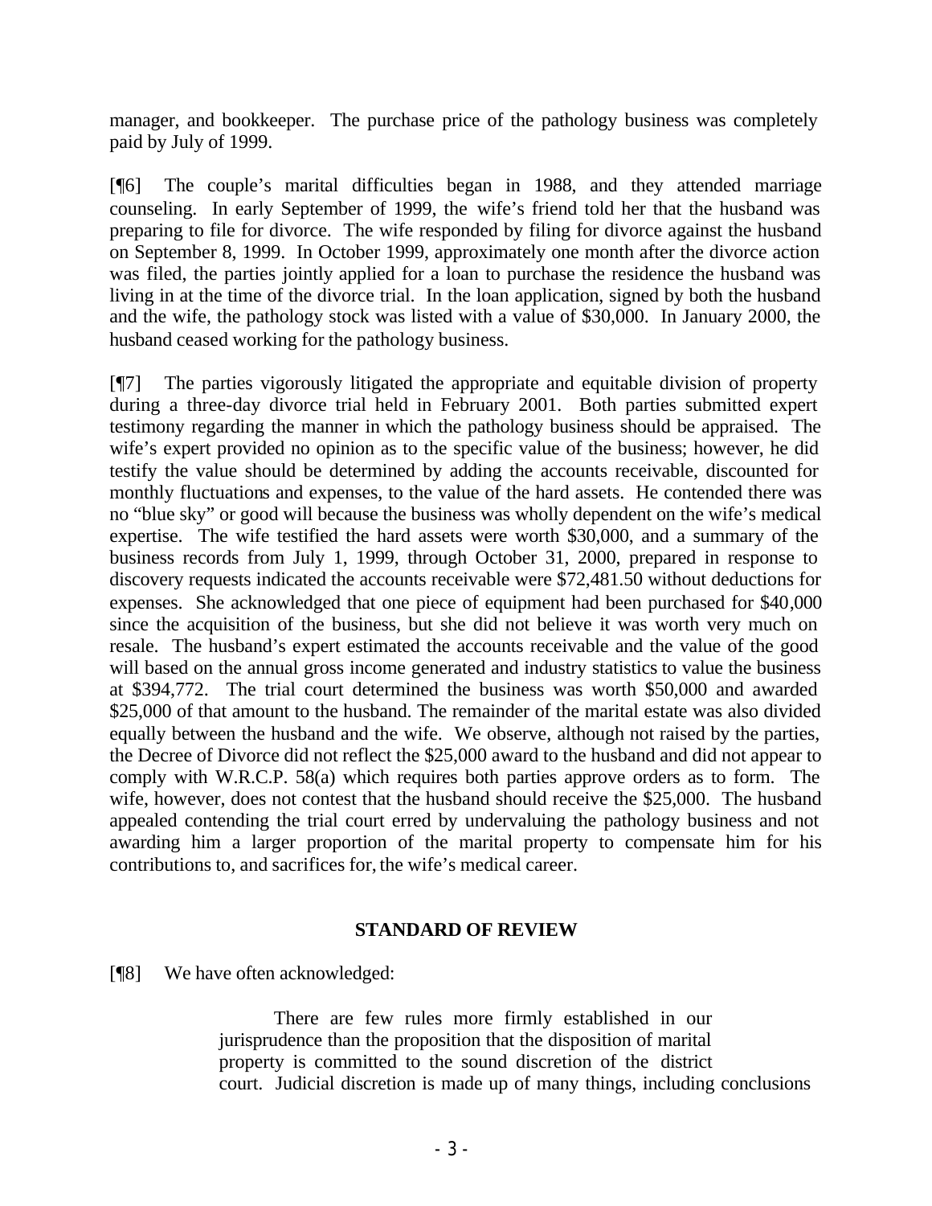manager, and bookkeeper. The purchase price of the pathology business was completely paid by July of 1999.

[¶6] The couple's marital difficulties began in 1988, and they attended marriage counseling. In early September of 1999, the wife's friend told her that the husband was preparing to file for divorce. The wife responded by filing for divorce against the husband on September 8, 1999. In October 1999, approximately one month after the divorce action was filed, the parties jointly applied for a loan to purchase the residence the husband was living in at the time of the divorce trial. In the loan application, signed by both the husband and the wife, the pathology stock was listed with a value of $30,000. In January 2000, the husband ceased working for the pathology business.

[¶7] The parties vigorously litigated the appropriate and equitable division of property during a three-day divorce trial held in February 2001. Both parties submitted expert testimony regarding the manner in which the pathology business should be appraised. The wife's expert provided no opinion as to the specific value of the business; however, he did testify the value should be determined by adding the accounts receivable, discounted for monthly fluctuations and expenses, to the value of the hard assets. He contended there was no "blue sky" or good will because the business was wholly dependent on the wife's medical expertise. The wife testified the hard assets were worth $30,000, and a summary of the business records from July 1, 1999, through October 31, 2000, prepared in response to discovery requests indicated the accounts receivable were $72,481.50 without deductions for expenses. She acknowledged that one piece of equipment had been purchased for $40,000 since the acquisition of the business, but she did not believe it was worth very much on resale. The husband's expert estimated the accounts receivable and the value of the good will based on the annual gross income generated and industry statistics to value the business at $394,772. The trial court determined the business was worth $50,000 and awarded $25,000 of that amount to the husband. The remainder of the marital estate was also divided equally between the husband and the wife. We observe, although not raised by the parties, the Decree of Divorce did not reflect the $25,000 award to the husband and did not appear to comply with W.R.C.P. 58(a) which requires both parties approve orders as to form. The wife, however, does not contest that the husband should receive the $25,000. The husband appealed contending the trial court erred by undervaluing the pathology business and not awarding him a larger proportion of the marital property to compensate him for his contributions to, and sacrifices for, the wife's medical career.

## STANDARD OF REVIEW

[¶8] We have often acknowledged:

> There are few rules more firmly established in our jurisprudence than the proposition that the disposition of marital property is committed to the sound discretion of the district court. Judicial discretion is made up of many things, including conclusions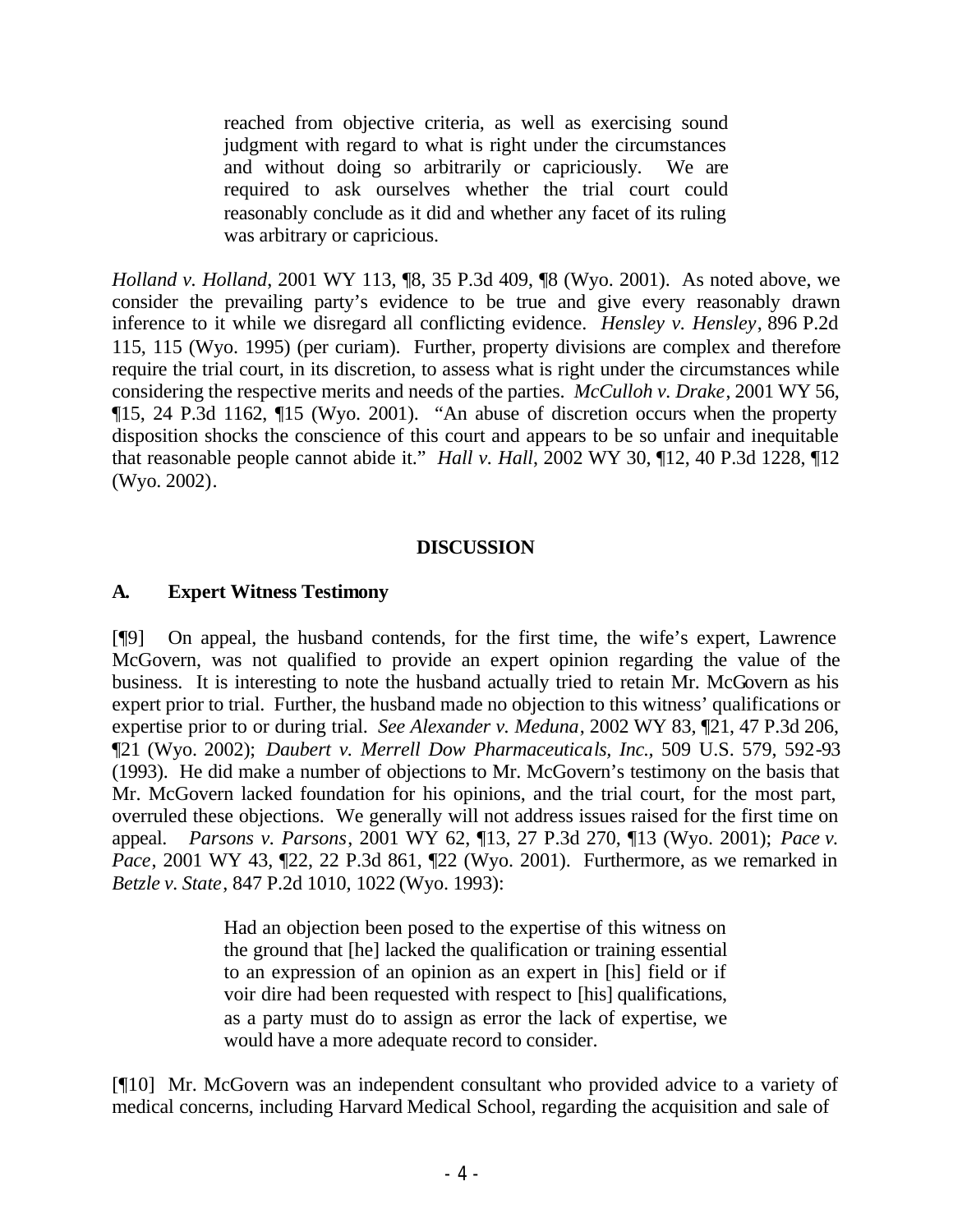> reached from objective criteria, as well as exercising sound judgment with regard to what is right under the circumstances and without doing so arbitrarily or capriciously. We are required to ask ourselves whether the trial court could reasonably conclude as it did and whether any facet of its ruling was arbitrary or capricious.

*Holland v. Holland*, 2001 WY 113, ¶8, 35 P.3d 409, ¶8 (Wyo. 2001). As noted above, we consider the prevailing party's evidence to be true and give every reasonably drawn inference to it while we disregard all conflicting evidence. *Hensley v. Hensley*, 896 P.2d 115, 115 (Wyo. 1995) (per curiam). Further, property divisions are complex and therefore require the trial court, in its discretion, to assess what is right under the circumstances while considering the respective merits and needs of the parties. *McCulloh v. Drake*, 2001 WY 56, ¶15, 24 P.3d 1162, ¶15 (Wyo. 2001). "An abuse of discretion occurs when the property disposition shocks the conscience of this court and appears to be so unfair and inequitable that reasonable people cannot abide it." *Hall v. Hall*, 2002 WY 30, ¶12, 40 P.3d 1228, ¶12 (Wyo. 2002).

## DISCUSSION

### A. Expert Witness Testimony

[¶9] On appeal, the husband contends, for the first time, the wife's expert, Lawrence McGovern, was not qualified to provide an expert opinion regarding the value of the business. It is interesting to note the husband actually tried to retain Mr. McGovern as his expert prior to trial. Further, the husband made no objection to this witness' qualifications or expertise prior to or during trial. *See Alexander v. Meduna*, 2002 WY 83, ¶21, 47 P.3d 206, ¶21 (Wyo. 2002); *Daubert v. Merrell Dow Pharmaceuticals, Inc.*, 509 U.S. 579, 592-93 (1993). He did make a number of objections to Mr. McGovern's testimony on the basis that Mr. McGovern lacked foundation for his opinions, and the trial court, for the most part, overruled these objections. We generally will not address issues raised for the first time on appeal. *Parsons v. Parsons*, 2001 WY 62, ¶13, 27 P.3d 270, ¶13 (Wyo. 2001); *Pace v. Pace*, 2001 WY 43, ¶22, 22 P.3d 861, ¶22 (Wyo. 2001). Furthermore, as we remarked in *Betzle v. State*, 847 P.2d 1010, 1022 (Wyo. 1993):

> Had an objection been posed to the expertise of this witness on the ground that [he] lacked the qualification or training essential to an expression of an opinion as an expert in [his] field or if voir dire had been requested with respect to [his] qualifications, as a party must do to assign as error the lack of expertise, we would have a more adequate record to consider.

[¶10] Mr. McGovern was an independent consultant who provided advice to a variety of medical concerns, including Harvard Medical School, regarding the acquisition and sale of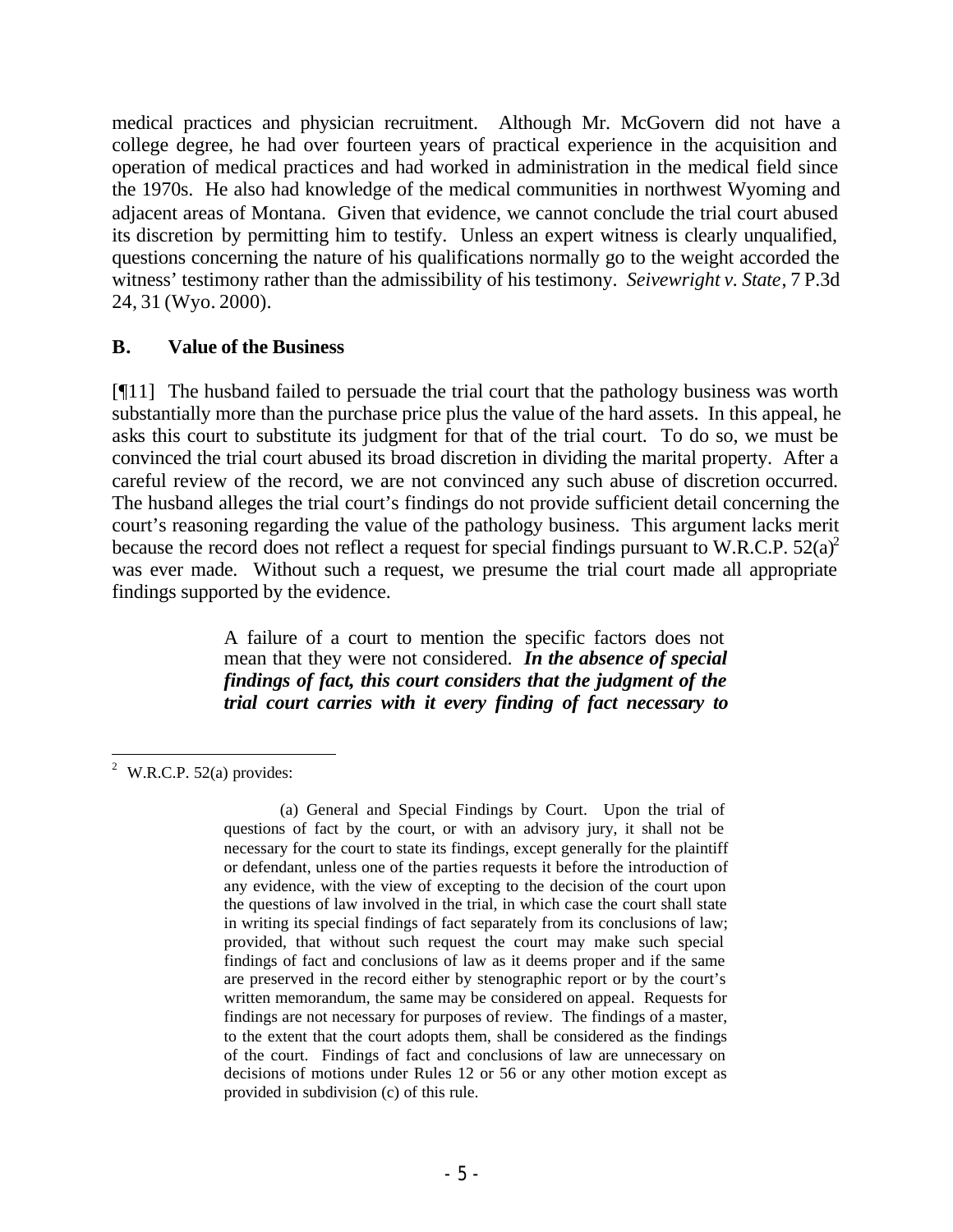medical practices and physician recruitment. Although Mr. McGovern did not have a college degree, he had over fourteen years of practical experience in the acquisition and operation of medical practices and had worked in administration in the medical field since the 1970s. He also had knowledge of the medical communities in northwest Wyoming and adjacent areas of Montana. Given that evidence, we cannot conclude the trial court abused its discretion by permitting him to testify. Unless an expert witness is clearly unqualified, questions concerning the nature of his qualifications normally go to the weight accorded the witness' testimony rather than the admissibility of his testimony. *Seivewright v. State*, 7 P.3d 24, 31 (Wyo. 2000).

## B. Value of the Business

[¶11] The husband failed to persuade the trial court that the pathology business was worth substantially more than the purchase price plus the value of the hard assets. In this appeal, he asks this court to substitute its judgment for that of the trial court. To do so, we must be convinced the trial court abused its broad discretion in dividing the marital property. After a careful review of the record, we are not convinced any such abuse of discretion occurred. The husband alleges the trial court's findings do not provide sufficient detail concerning the court's reasoning regarding the value of the pathology business. This argument lacks merit because the record does not reflect a request for special findings pursuant to W.R.C.P. 52(a)[2] was ever made. Without such a request, we presume the trial court made all appropriate findings supported by the evidence.

> A failure of a court to mention the specific factors does not mean that they were not considered. ***In the absence of special findings of fact, this court considers that the judgment of the trial court carries with it every finding of fact necessary to***

---

[2] W.R.C.P. 52(a) provides:

> (a) General and Special Findings by Court. Upon the trial of questions of fact by the court, or with an advisory jury, it shall not be necessary for the court to state its findings, except generally for the plaintiff or defendant, unless one of the parties requests it before the introduction of any evidence, with the view of excepting to the decision of the court upon the questions of law involved in the trial, in which case the court shall state in writing its special findings of fact separately from its conclusions of law; provided, that without such request the court may make such special findings of fact and conclusions of law as it deems proper and if the same are preserved in the record either by stenographic report or by the court's written memorandum, the same may be considered on appeal. Requests for findings are not necessary for purposes of review. The findings of a master, to the extent that the court adopts them, shall be considered as the findings of the court. Findings of fact and conclusions of law are unnecessary on decisions of motions under Rules 12 or 56 or any other motion except as provided in subdivision (c) of this rule.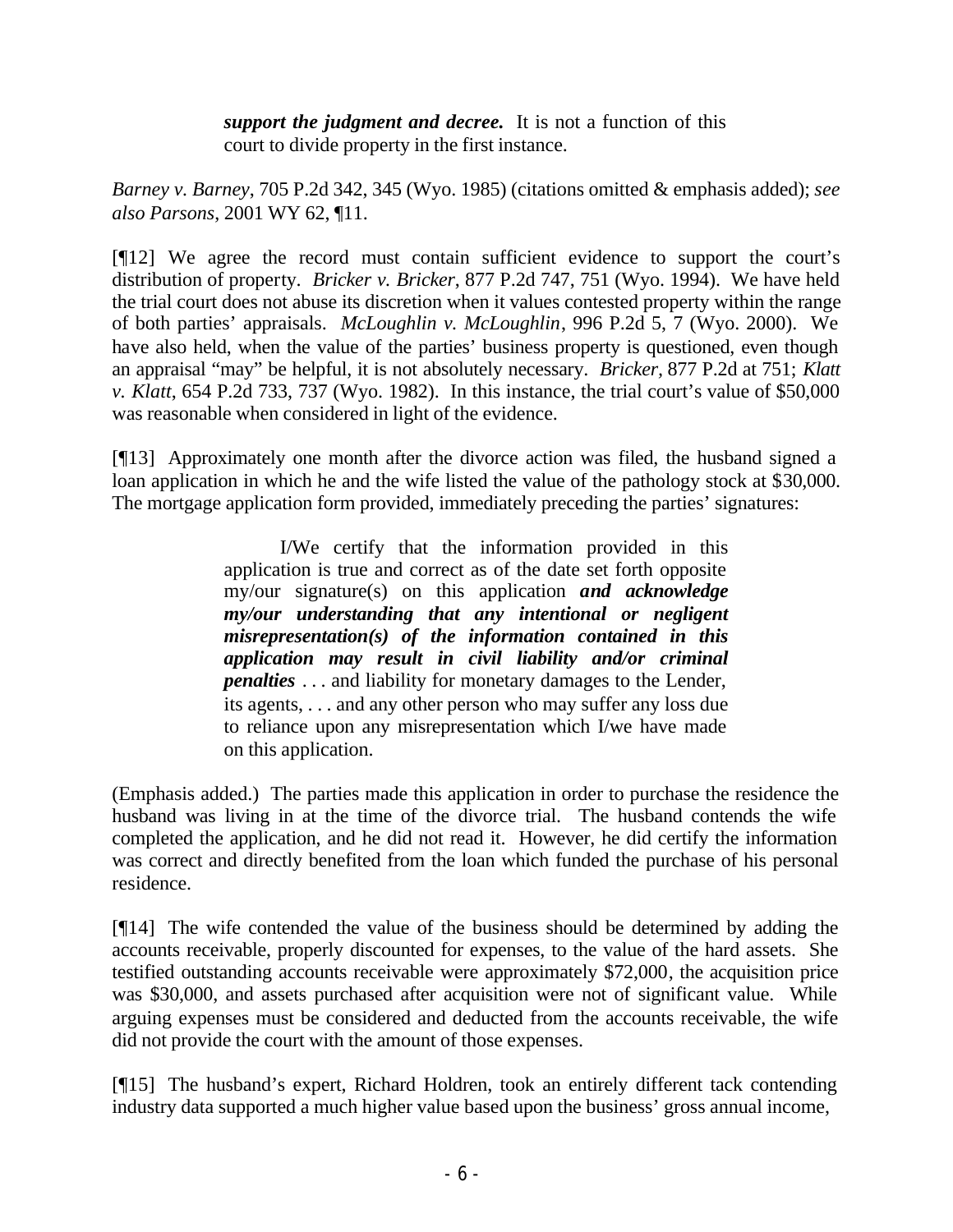> ***support the judgment and decree.*** It is not a function of this court to divide property in the first instance.

*Barney v. Barney*, 705 P.2d 342, 345 (Wyo. 1985) (citations omitted & emphasis added); *see also Parsons*, 2001 WY 62, ¶11.

[¶12] We agree the record must contain sufficient evidence to support the court's distribution of property. *Bricker v. Bricker*, 877 P.2d 747, 751 (Wyo. 1994). We have held the trial court does not abuse its discretion when it values contested property within the range of both parties' appraisals. *McLoughlin v. McLoughlin*, 996 P.2d 5, 7 (Wyo. 2000). We have also held, when the value of the parties' business property is questioned, even though an appraisal "may" be helpful, it is not absolutely necessary. *Bricker*, 877 P.2d at 751; *Klatt v. Klatt*, 654 P.2d 733, 737 (Wyo. 1982). In this instance, the trial court's value of $50,000 was reasonable when considered in light of the evidence.

[¶13] Approximately one month after the divorce action was filed, the husband signed a loan application in which he and the wife listed the value of the pathology stock at $30,000. The mortgage application form provided, immediately preceding the parties' signatures:

> I/We certify that the information provided in this application is true and correct as of the date set forth opposite my/our signature(s) on this application ***and acknowledge my/our understanding that any intentional or negligent misrepresentation(s) of the information contained in this application may result in civil liability and/or criminal penalties*** . . . and liability for monetary damages to the Lender, its agents, . . . and any other person who may suffer any loss due to reliance upon any misrepresentation which I/we have made on this application.

(Emphasis added.) The parties made this application in order to purchase the residence the husband was living in at the time of the divorce trial. The husband contends the wife completed the application, and he did not read it. However, he did certify the information was correct and directly benefited from the loan which funded the purchase of his personal residence.

[¶14] The wife contended the value of the business should be determined by adding the accounts receivable, properly discounted for expenses, to the value of the hard assets. She testified outstanding accounts receivable were approximately $72,000, the acquisition price was $30,000, and assets purchased after acquisition were not of significant value. While arguing expenses must be considered and deducted from the accounts receivable, the wife did not provide the court with the amount of those expenses.

[¶15] The husband's expert, Richard Holdren, took an entirely different tack contending industry data supported a much higher value based upon the business' gross annual income,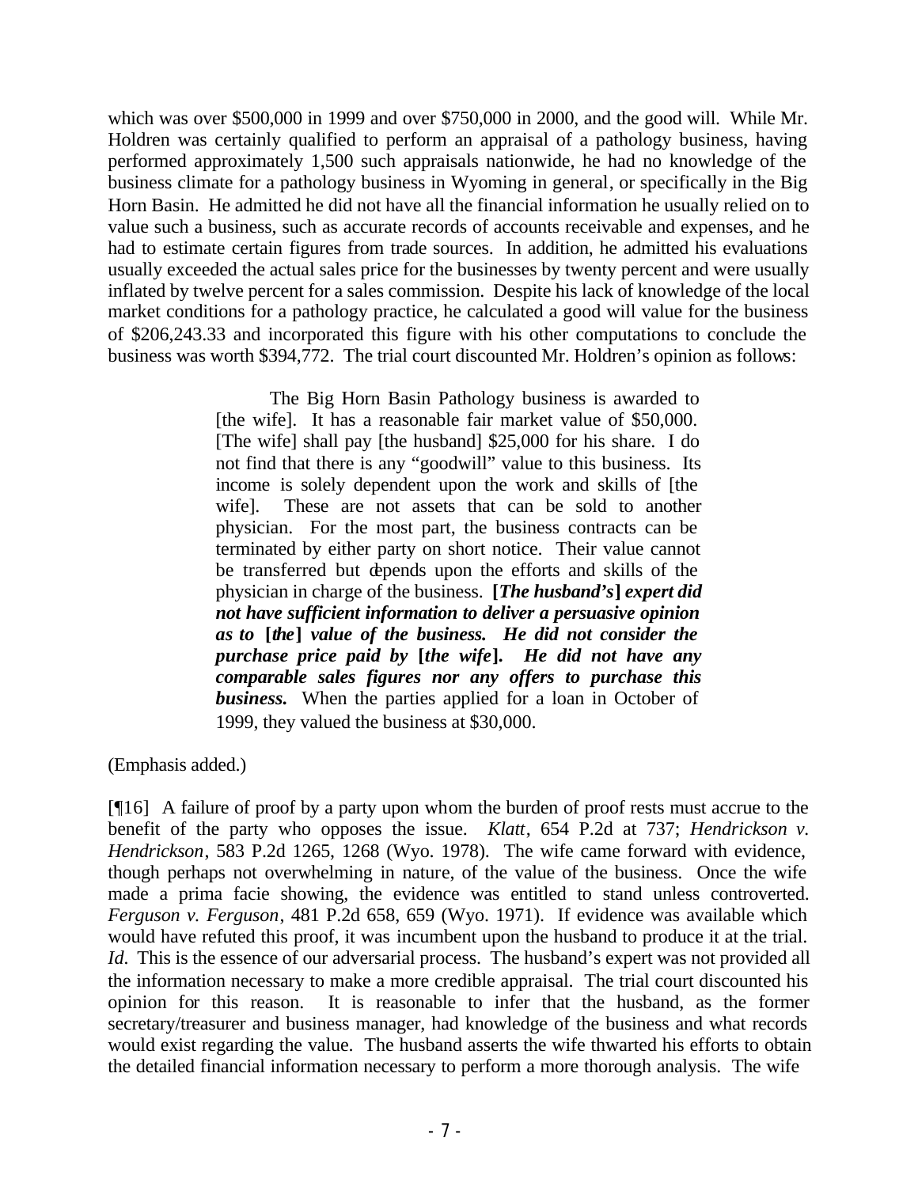which was over $500,000 in 1999 and over $750,000 in 2000, and the good will. While Mr. Holdren was certainly qualified to perform an appraisal of a pathology business, having performed approximately 1,500 such appraisals nationwide, he had no knowledge of the business climate for a pathology business in Wyoming in general, or specifically in the Big Horn Basin. He admitted he did not have all the financial information he usually relied on to value such a business, such as accurate records of accounts receivable and expenses, and he had to estimate certain figures from trade sources. In addition, he admitted his evaluations usually exceeded the actual sales price for the businesses by twenty percent and were usually inflated by twelve percent for a sales commission. Despite his lack of knowledge of the local market conditions for a pathology practice, he calculated a good will value for the business of $206,243.33 and incorporated this figure with his other computations to conclude the business was worth $394,772. The trial court discounted Mr. Holdren's opinion as follows:

> The Big Horn Basin Pathology business is awarded to [the wife]. It has a reasonable fair market value of $50,000. [The wife] shall pay [the husband] $25,000 for his share. I do not find that there is any "goodwill" value to this business. Its income is solely dependent upon the work and skills of [the wife]. These are not assets that can be sold to another physician. For the most part, the business contracts can be terminated by either party on short notice. Their value cannot be transferred but depends upon the efforts and skills of the physician in charge of the business. ***[The husband's] expert did not have sufficient information to deliver a persuasive opinion as to [the] value of the business. He did not consider the purchase price paid by [the wife]. He did not have any comparable sales figures nor any offers to purchase this business.*** When the parties applied for a loan in October of 1999, they valued the business at $30,000.

(Emphasis added.)

[¶16] A failure of proof by a party upon whom the burden of proof rests must accrue to the benefit of the party who opposes the issue. *Klatt*, 654 P.2d at 737; *Hendrickson v. Hendrickson*, 583 P.2d 1265, 1268 (Wyo. 1978). The wife came forward with evidence, though perhaps not overwhelming in nature, of the value of the business. Once the wife made a prima facie showing, the evidence was entitled to stand unless controverted. *Ferguson v. Ferguson*, 481 P.2d 658, 659 (Wyo. 1971). If evidence was available which would have refuted this proof, it was incumbent upon the husband to produce it at the trial. *Id*. This is the essence of our adversarial process. The husband's expert was not provided all the information necessary to make a more credible appraisal. The trial court discounted his opinion for this reason. It is reasonable to infer that the husband, as the former secretary/treasurer and business manager, had knowledge of the business and what records would exist regarding the value. The husband asserts the wife thwarted his efforts to obtain the detailed financial information necessary to perform a more thorough analysis. The wife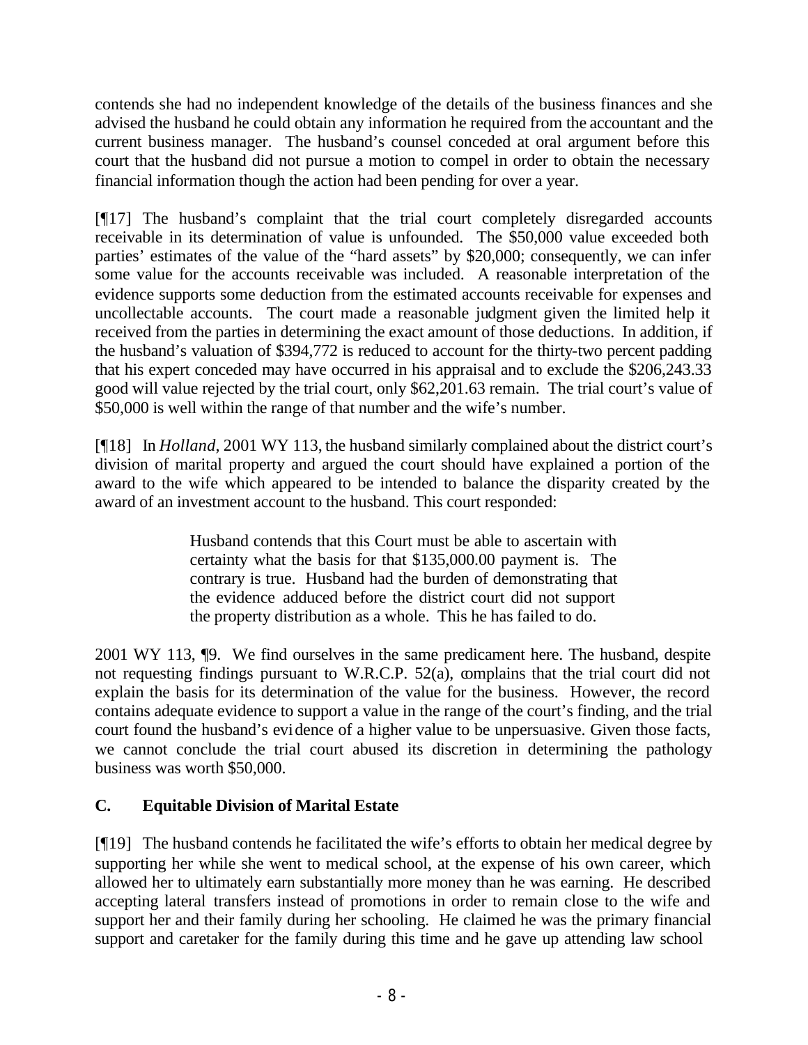contends she had no independent knowledge of the details of the business finances and she advised the husband he could obtain any information he required from the accountant and the current business manager. The husband's counsel conceded at oral argument before this court that the husband did not pursue a motion to compel in order to obtain the necessary financial information though the action had been pending for over a year.

[¶17] The husband's complaint that the trial court completely disregarded accounts receivable in its determination of value is unfounded. The $50,000 value exceeded both parties' estimates of the value of the "hard assets" by $20,000; consequently, we can infer some value for the accounts receivable was included. A reasonable interpretation of the evidence supports some deduction from the estimated accounts receivable for expenses and uncollectable accounts. The court made a reasonable judgment given the limited help it received from the parties in determining the exact amount of those deductions. In addition, if the husband's valuation of $394,772 is reduced to account for the thirty-two percent padding that his expert conceded may have occurred in his appraisal and to exclude the $206,243.33 good will value rejected by the trial court, only $62,201.63 remain. The trial court's value of $50,000 is well within the range of that number and the wife's number.

[¶18] In *Holland*, 2001 WY 113, the husband similarly complained about the district court's division of marital property and argued the court should have explained a portion of the award to the wife which appeared to be intended to balance the disparity created by the award of an investment account to the husband. This court responded:

> Husband contends that this Court must be able to ascertain with certainty what the basis for that $135,000.00 payment is. The contrary is true. Husband had the burden of demonstrating that the evidence adduced before the district court did not support the property distribution as a whole. This he has failed to do.

2001 WY 113, ¶9. We find ourselves in the same predicament here. The husband, despite not requesting findings pursuant to W.R.C.P. 52(a), complains that the trial court did not explain the basis for its determination of the value for the business. However, the record contains adequate evidence to support a value in the range of the court's finding, and the trial court found the husband's evidence of a higher value to be unpersuasive. Given those facts, we cannot conclude the trial court abused its discretion in determining the pathology business was worth $50,000.

### C. Equitable Division of Marital Estate

[¶19] The husband contends he facilitated the wife's efforts to obtain her medical degree by supporting her while she went to medical school, at the expense of his own career, which allowed her to ultimately earn substantially more money than he was earning. He described accepting lateral transfers instead of promotions in order to remain close to the wife and support her and their family during her schooling. He claimed he was the primary financial support and caretaker for the family during this time and he gave up attending law school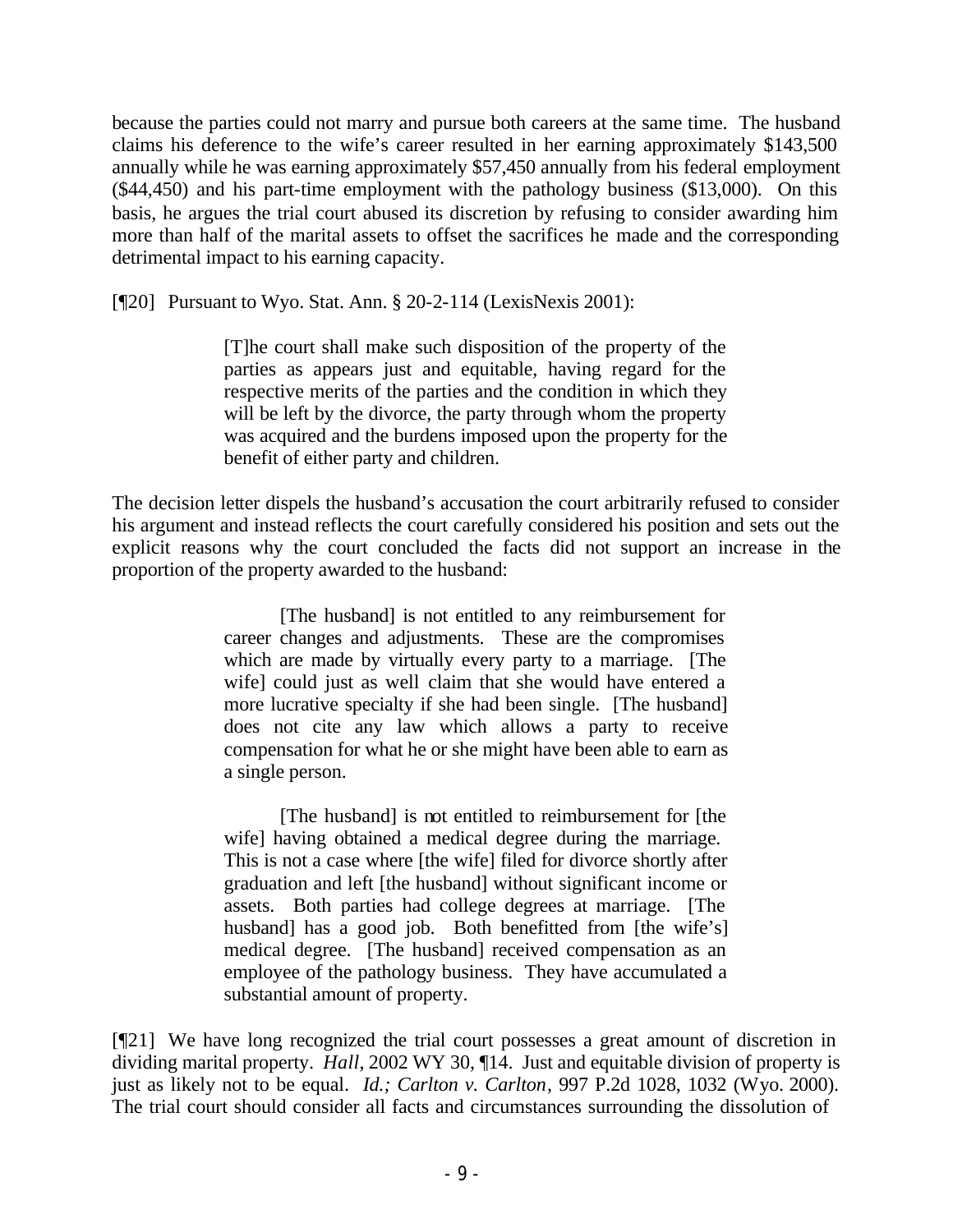because the parties could not marry and pursue both careers at the same time. The husband claims his deference to the wife's career resulted in her earning approximately $143,500 annually while he was earning approximately $57,450 annually from his federal employment ($44,450) and his part-time employment with the pathology business ($13,000). On this basis, he argues the trial court abused its discretion by refusing to consider awarding him more than half of the marital assets to offset the sacrifices he made and the corresponding detrimental impact to his earning capacity.

[¶20] Pursuant to Wyo. Stat. Ann. § 20-2-114 (LexisNexis 2001):

> [T]he court shall make such disposition of the property of the parties as appears just and equitable, having regard for the respective merits of the parties and the condition in which they will be left by the divorce, the party through whom the property was acquired and the burdens imposed upon the property for the benefit of either party and children.

The decision letter dispels the husband's accusation the court arbitrarily refused to consider his argument and instead reflects the court carefully considered his position and sets out the explicit reasons why the court concluded the facts did not support an increase in the proportion of the property awarded to the husband:

> [The husband] is not entitled to any reimbursement for career changes and adjustments. These are the compromises which are made by virtually every party to a marriage. [The wife] could just as well claim that she would have entered a more lucrative specialty if she had been single. [The husband] does not cite any law which allows a party to receive compensation for what he or she might have been able to earn as a single person.
>
> [The husband] is not entitled to reimbursement for [the wife] having obtained a medical degree during the marriage. This is not a case where [the wife] filed for divorce shortly after graduation and left [the husband] without significant income or assets. Both parties had college degrees at marriage. [The husband] has a good job. Both benefitted from [the wife's] medical degree. [The husband] received compensation as an employee of the pathology business. They have accumulated a substantial amount of property.

[¶21] We have long recognized the trial court possesses a great amount of discretion in dividing marital property. *Hall*, 2002 WY 30, ¶14. Just and equitable division of property is just as likely not to be equal. *Id.; Carlton v. Carlton*, 997 P.2d 1028, 1032 (Wyo. 2000). The trial court should consider all facts and circumstances surrounding the dissolution of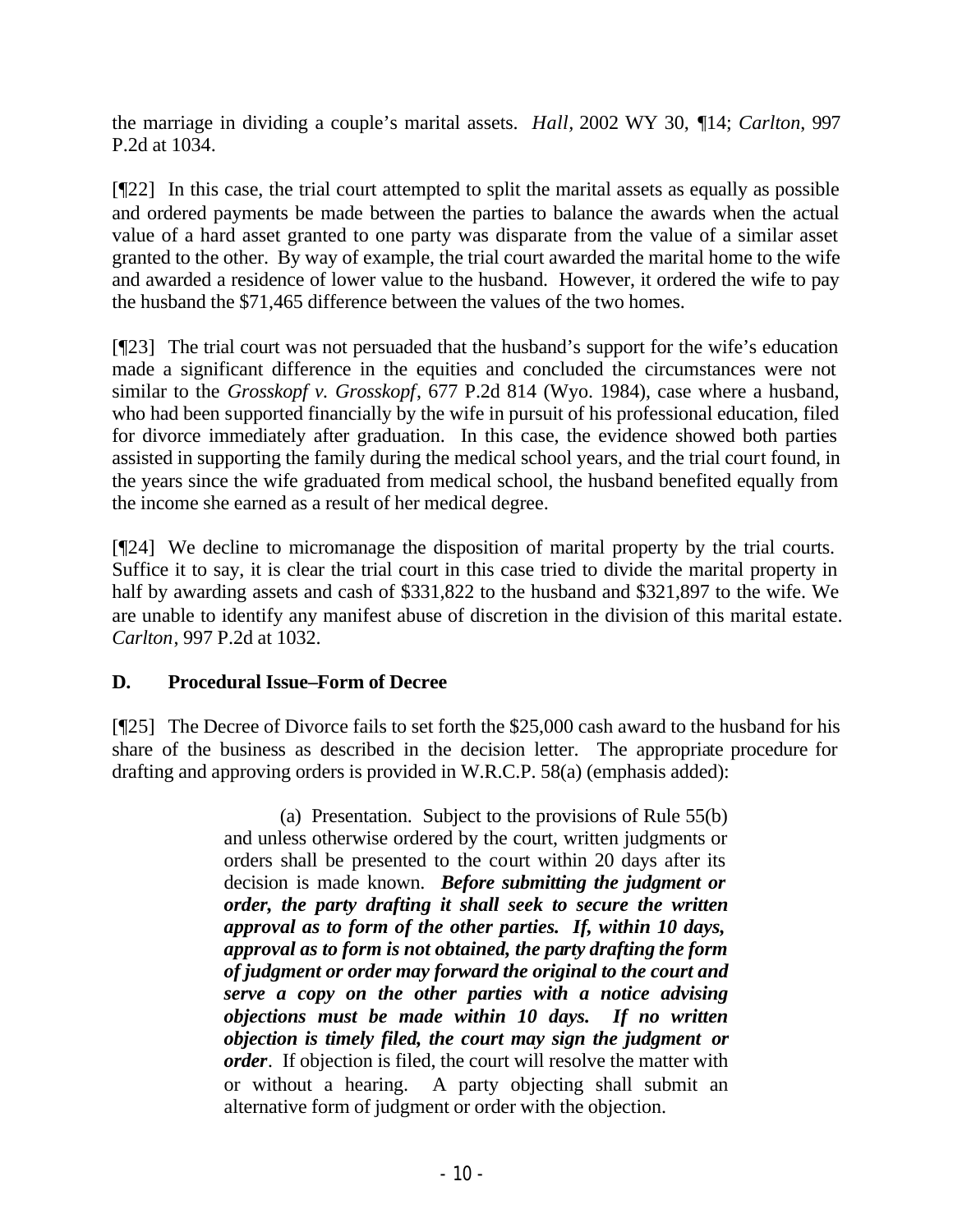the marriage in dividing a couple's marital assets. *Hall,* 2002 WY 30, ¶14; *Carlton*, 997 P.2d at 1034.

[¶22] In this case, the trial court attempted to split the marital assets as equally as possible and ordered payments be made between the parties to balance the awards when the actual value of a hard asset granted to one party was disparate from the value of a similar asset granted to the other. By way of example, the trial court awarded the marital home to the wife and awarded a residence of lower value to the husband. However, it ordered the wife to pay the husband the $71,465 difference between the values of the two homes.

[¶23] The trial court was not persuaded that the husband's support for the wife's education made a significant difference in the equities and concluded the circumstances were not similar to the *Grosskopf v. Grosskopf*, 677 P.2d 814 (Wyo. 1984), case where a husband, who had been supported financially by the wife in pursuit of his professional education, filed for divorce immediately after graduation. In this case, the evidence showed both parties assisted in supporting the family during the medical school years, and the trial court found, in the years since the wife graduated from medical school, the husband benefited equally from the income she earned as a result of her medical degree.

[¶24] We decline to micromanage the disposition of marital property by the trial courts. Suffice it to say, it is clear the trial court in this case tried to divide the marital property in half by awarding assets and cash of $331,822 to the husband and $321,897 to the wife. We are unable to identify any manifest abuse of discretion in the division of this marital estate. *Carlton*, 997 P.2d at 1032.

### D. Procedural Issue–Form of Decree

[¶25] The Decree of Divorce fails to set forth the $25,000 cash award to the husband for his share of the business as described in the decision letter. The appropriate procedure for drafting and approving orders is provided in W.R.C.P. 58(a) (emphasis added):

> (a) Presentation. Subject to the provisions of Rule 55(b) and unless otherwise ordered by the court, written judgments or orders shall be presented to the court within 20 days after its decision is made known. ***Before submitting the judgment or order, the party drafting it shall seek to secure the written approval as to form of the other parties. If, within 10 days, approval as to form is not obtained, the party drafting the form of judgment or order may forward the original to the court and serve a copy on the other parties with a notice advising objections must be made within 10 days. If no written objection is timely filed, the court may sign the judgment or order***. If objection is filed, the court will resolve the matter with or without a hearing. A party objecting shall submit an alternative form of judgment or order with the objection.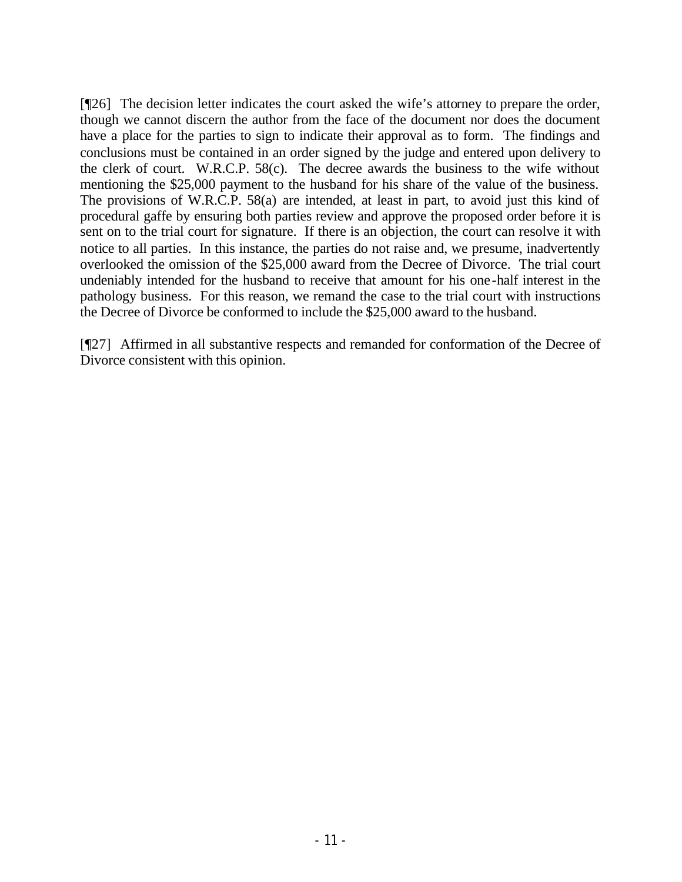[¶26] The decision letter indicates the court asked the wife's attorney to prepare the order, though we cannot discern the author from the face of the document nor does the document have a place for the parties to sign to indicate their approval as to form. The findings and conclusions must be contained in an order signed by the judge and entered upon delivery to the clerk of court. W.R.C.P. 58(c). The decree awards the business to the wife without mentioning the $25,000 payment to the husband for his share of the value of the business. The provisions of W.R.C.P. 58(a) are intended, at least in part, to avoid just this kind of procedural gaffe by ensuring both parties review and approve the proposed order before it is sent on to the trial court for signature. If there is an objection, the court can resolve it with notice to all parties. In this instance, the parties do not raise and, we presume, inadvertently overlooked the omission of the $25,000 award from the Decree of Divorce. The trial court undeniably intended for the husband to receive that amount for his one-half interest in the pathology business. For this reason, we remand the case to the trial court with instructions the Decree of Divorce be conformed to include the $25,000 award to the husband.

[¶27] Affirmed in all substantive respects and remanded for conformation of the Decree of Divorce consistent with this opinion.